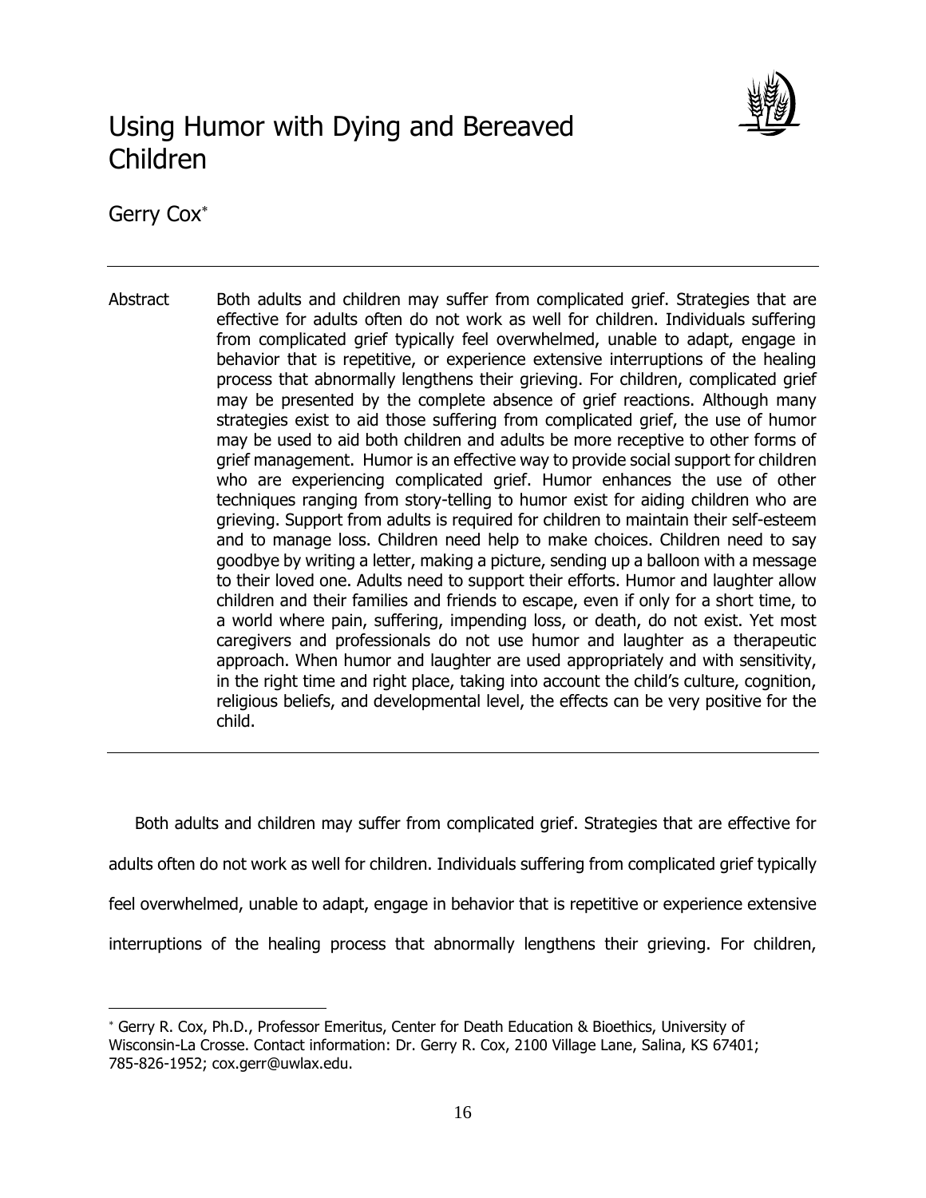# Using Humor with Dying and Bereaved Children

Gerry Cox*

---

Abstract Both adults and children may suffer from complicated grief. Strategies that are effective for adults often do not work as well for children. Individuals suffering from complicated grief typically feel overwhelmed, unable to adapt, engage in behavior that is repetitive, or experience extensive interruptions of the healing process that abnormally lengthens their grieving. For children, complicated grief may be presented by the complete absence of grief reactions. Although many strategies exist to aid those suffering from complicated grief, the use of humor may be used to aid both children and adults be more receptive to other forms of grief management. Humor is an effective way to provide social support for children who are experiencing complicated grief. Humor enhances the use of other techniques ranging from story-telling to humor exist for aiding children who are grieving. Support from adults is required for children to maintain their self-esteem and to manage loss. Children need help to make choices. Children need to say goodbye by writing a letter, making a picture, sending up a balloon with a message to their loved one. Adults need to support their efforts. Humor and laughter allow children and their families and friends to escape, even if only for a short time, to a world where pain, suffering, impending loss, or death, do not exist. Yet most caregivers and professionals do not use humor and laughter as a therapeutic approach. When humor and laughter are used appropriately and with sensitivity, in the right time and right place, taking into account the child's culture, cognition, religious beliefs, and developmental level, the effects can be very positive for the child.

---

Both adults and children may suffer from complicated grief. Strategies that are effective for adults often do not work as well for children. Individuals suffering from complicated grief typically feel overwhelmed, unable to adapt, engage in behavior that is repetitive or experience extensive interruptions of the healing process that abnormally lengthens their grieving. For children,

---

* Gerry R. Cox, Ph.D., Professor Emeritus, Center for Death Education & Bioethics, University of Wisconsin-La Crosse. Contact information: Dr. Gerry R. Cox, 2100 Village Lane, Salina, KS 67401; 785-826-1952; cox.gerr@uwlax.edu.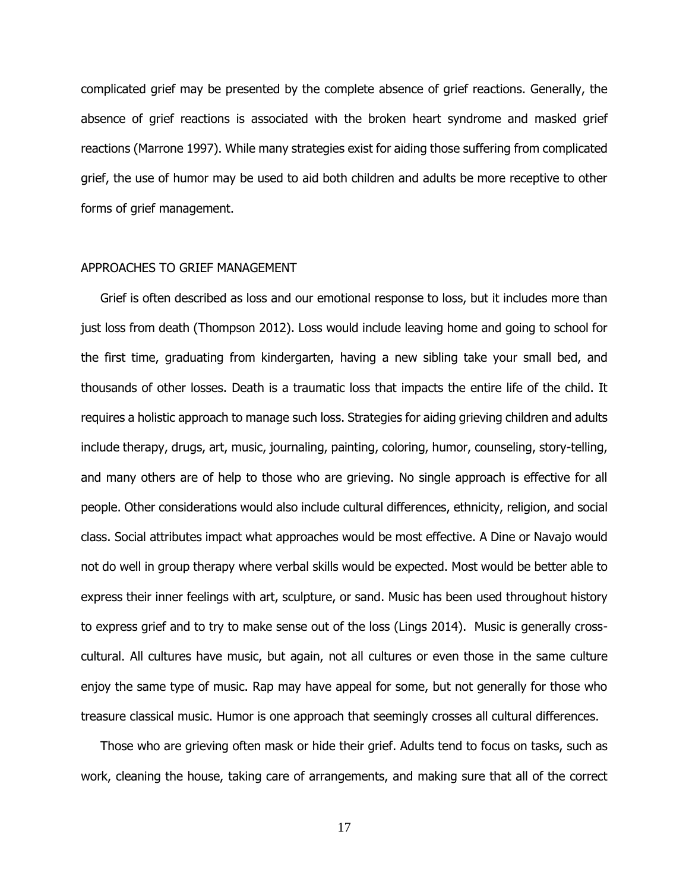complicated grief may be presented by the complete absence of grief reactions. Generally, the absence of grief reactions is associated with the broken heart syndrome and masked grief reactions (Marrone 1997). While many strategies exist for aiding those suffering from complicated grief, the use of humor may be used to aid both children and adults be more receptive to other forms of grief management.

## APPROACHES TO GRIEF MANAGEMENT

Grief is often described as loss and our emotional response to loss, but it includes more than just loss from death (Thompson 2012). Loss would include leaving home and going to school for the first time, graduating from kindergarten, having a new sibling take your small bed, and thousands of other losses. Death is a traumatic loss that impacts the entire life of the child. It requires a holistic approach to manage such loss. Strategies for aiding grieving children and adults include therapy, drugs, art, music, journaling, painting, coloring, humor, counseling, story-telling, and many others are of help to those who are grieving. No single approach is effective for all people. Other considerations would also include cultural differences, ethnicity, religion, and social class. Social attributes impact what approaches would be most effective. A Dine or Navajo would not do well in group therapy where verbal skills would be expected. Most would be better able to express their inner feelings with art, sculpture, or sand. Music has been used throughout history to express grief and to try to make sense out of the loss (Lings 2014). Music is generally cross-cultural. All cultures have music, but again, not all cultures or even those in the same culture enjoy the same type of music. Rap may have appeal for some, but not generally for those who treasure classical music. Humor is one approach that seemingly crosses all cultural differences.

Those who are grieving often mask or hide their grief. Adults tend to focus on tasks, such as work, cleaning the house, taking care of arrangements, and making sure that all of the correct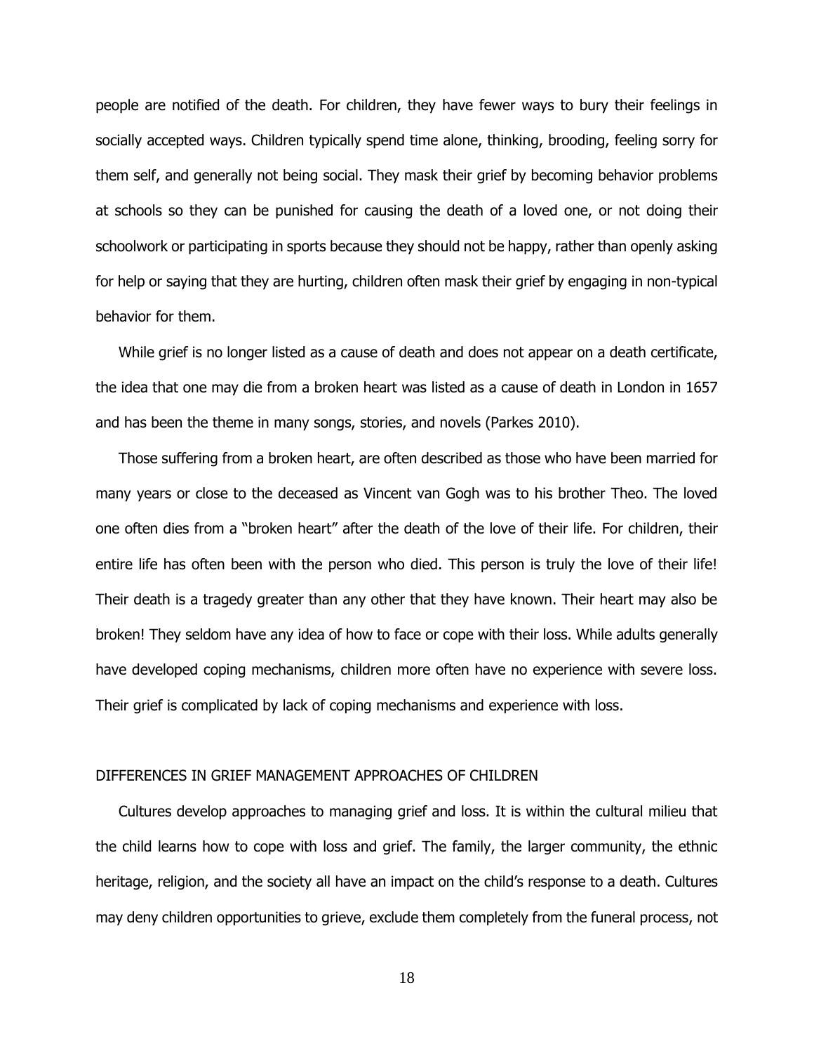people are notified of the death. For children, they have fewer ways to bury their feelings in socially accepted ways. Children typically spend time alone, thinking, brooding, feeling sorry for them self, and generally not being social. They mask their grief by becoming behavior problems at schools so they can be punished for causing the death of a loved one, or not doing their schoolwork or participating in sports because they should not be happy, rather than openly asking for help or saying that they are hurting, children often mask their grief by engaging in non-typical behavior for them.

While grief is no longer listed as a cause of death and does not appear on a death certificate, the idea that one may die from a broken heart was listed as a cause of death in London in 1657 and has been the theme in many songs, stories, and novels (Parkes 2010).

Those suffering from a broken heart, are often described as those who have been married for many years or close to the deceased as Vincent van Gogh was to his brother Theo. The loved one often dies from a "broken heart" after the death of the love of their life. For children, their entire life has often been with the person who died. This person is truly the love of their life! Their death is a tragedy greater than any other that they have known. Their heart may also be broken! They seldom have any idea of how to face or cope with their loss. While adults generally have developed coping mechanisms, children more often have no experience with severe loss. Their grief is complicated by lack of coping mechanisms and experience with loss.

## DIFFERENCES IN GRIEF MANAGEMENT APPROACHES OF CHILDREN

Cultures develop approaches to managing grief and loss. It is within the cultural milieu that the child learns how to cope with loss and grief. The family, the larger community, the ethnic heritage, religion, and the society all have an impact on the child's response to a death. Cultures may deny children opportunities to grieve, exclude them completely from the funeral process, not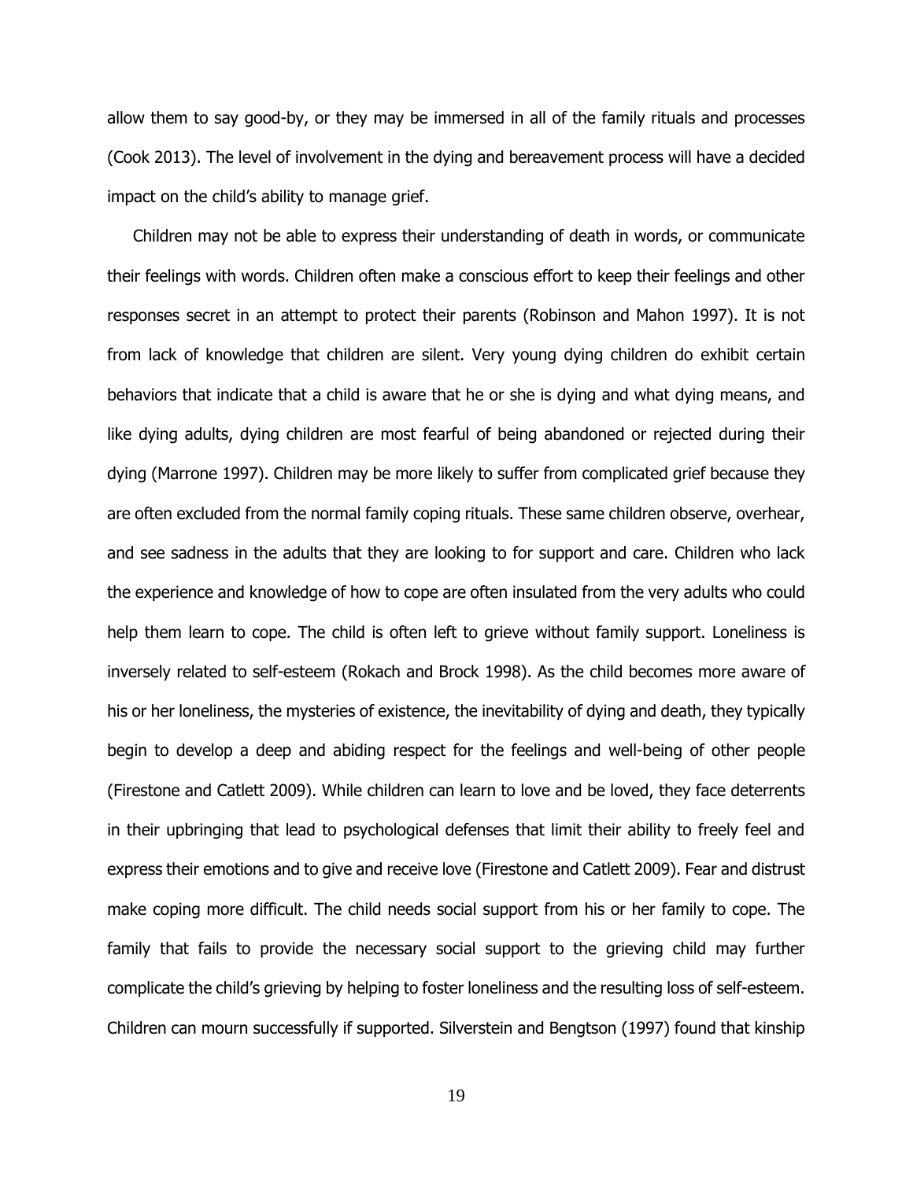allow them to say good-by, or they may be immersed in all of the family rituals and processes (Cook 2013). The level of involvement in the dying and bereavement process will have a decided impact on the child's ability to manage grief.

Children may not be able to express their understanding of death in words, or communicate their feelings with words. Children often make a conscious effort to keep their feelings and other responses secret in an attempt to protect their parents (Robinson and Mahon 1997). It is not from lack of knowledge that children are silent. Very young dying children do exhibit certain behaviors that indicate that a child is aware that he or she is dying and what dying means, and like dying adults, dying children are most fearful of being abandoned or rejected during their dying (Marrone 1997). Children may be more likely to suffer from complicated grief because they are often excluded from the normal family coping rituals. These same children observe, overhear, and see sadness in the adults that they are looking to for support and care. Children who lack the experience and knowledge of how to cope are often insulated from the very adults who could help them learn to cope. The child is often left to grieve without family support. Loneliness is inversely related to self-esteem (Rokach and Brock 1998). As the child becomes more aware of his or her loneliness, the mysteries of existence, the inevitability of dying and death, they typically begin to develop a deep and abiding respect for the feelings and well-being of other people (Firestone and Catlett 2009). While children can learn to love and be loved, they face deterrents in their upbringing that lead to psychological defenses that limit their ability to freely feel and express their emotions and to give and receive love (Firestone and Catlett 2009). Fear and distrust make coping more difficult. The child needs social support from his or her family to cope. The family that fails to provide the necessary social support to the grieving child may further complicate the child's grieving by helping to foster loneliness and the resulting loss of self-esteem. Children can mourn successfully if supported. Silverstein and Bengtson (1997) found that kinship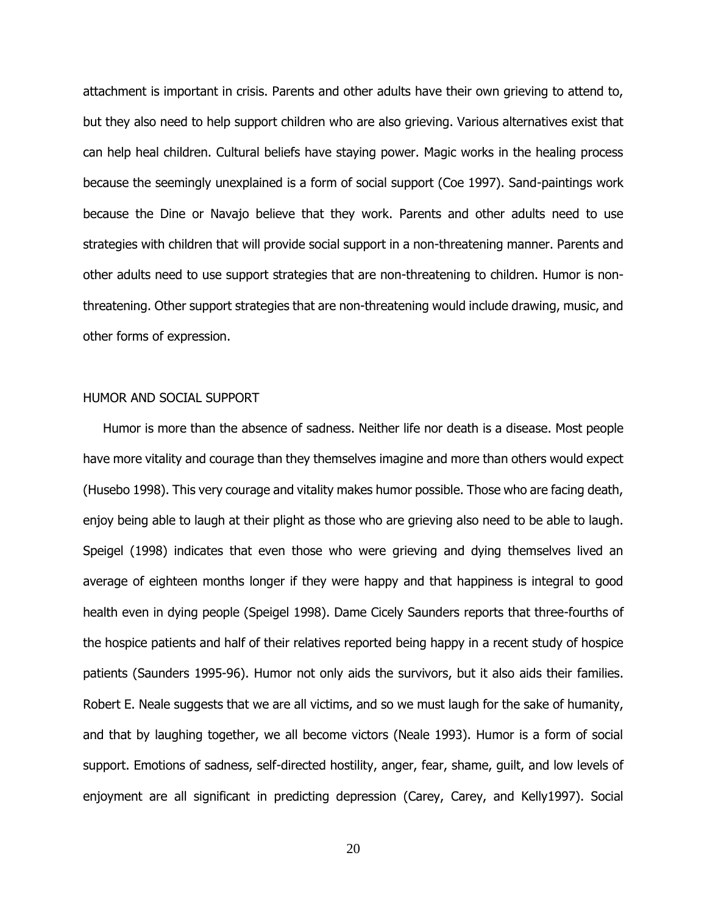attachment is important in crisis. Parents and other adults have their own grieving to attend to, but they also need to help support children who are also grieving. Various alternatives exist that can help heal children. Cultural beliefs have staying power. Magic works in the healing process because the seemingly unexplained is a form of social support (Coe 1997). Sand-paintings work because the Dine or Navajo believe that they work. Parents and other adults need to use strategies with children that will provide social support in a non-threatening manner. Parents and other adults need to use support strategies that are non-threatening to children. Humor is non-threatening. Other support strategies that are non-threatening would include drawing, music, and other forms of expression.

## HUMOR AND SOCIAL SUPPORT

Humor is more than the absence of sadness. Neither life nor death is a disease. Most people have more vitality and courage than they themselves imagine and more than others would expect (Husebo 1998). This very courage and vitality makes humor possible. Those who are facing death, enjoy being able to laugh at their plight as those who are grieving also need to be able to laugh. Speigel (1998) indicates that even those who were grieving and dying themselves lived an average of eighteen months longer if they were happy and that happiness is integral to good health even in dying people (Speigel 1998). Dame Cicely Saunders reports that three-fourths of the hospice patients and half of their relatives reported being happy in a recent study of hospice patients (Saunders 1995-96). Humor not only aids the survivors, but it also aids their families. Robert E. Neale suggests that we are all victims, and so we must laugh for the sake of humanity, and that by laughing together, we all become victors (Neale 1993). Humor is a form of social support. Emotions of sadness, self-directed hostility, anger, fear, shame, guilt, and low levels of enjoyment are all significant in predicting depression (Carey, Carey, and Kelly1997). Social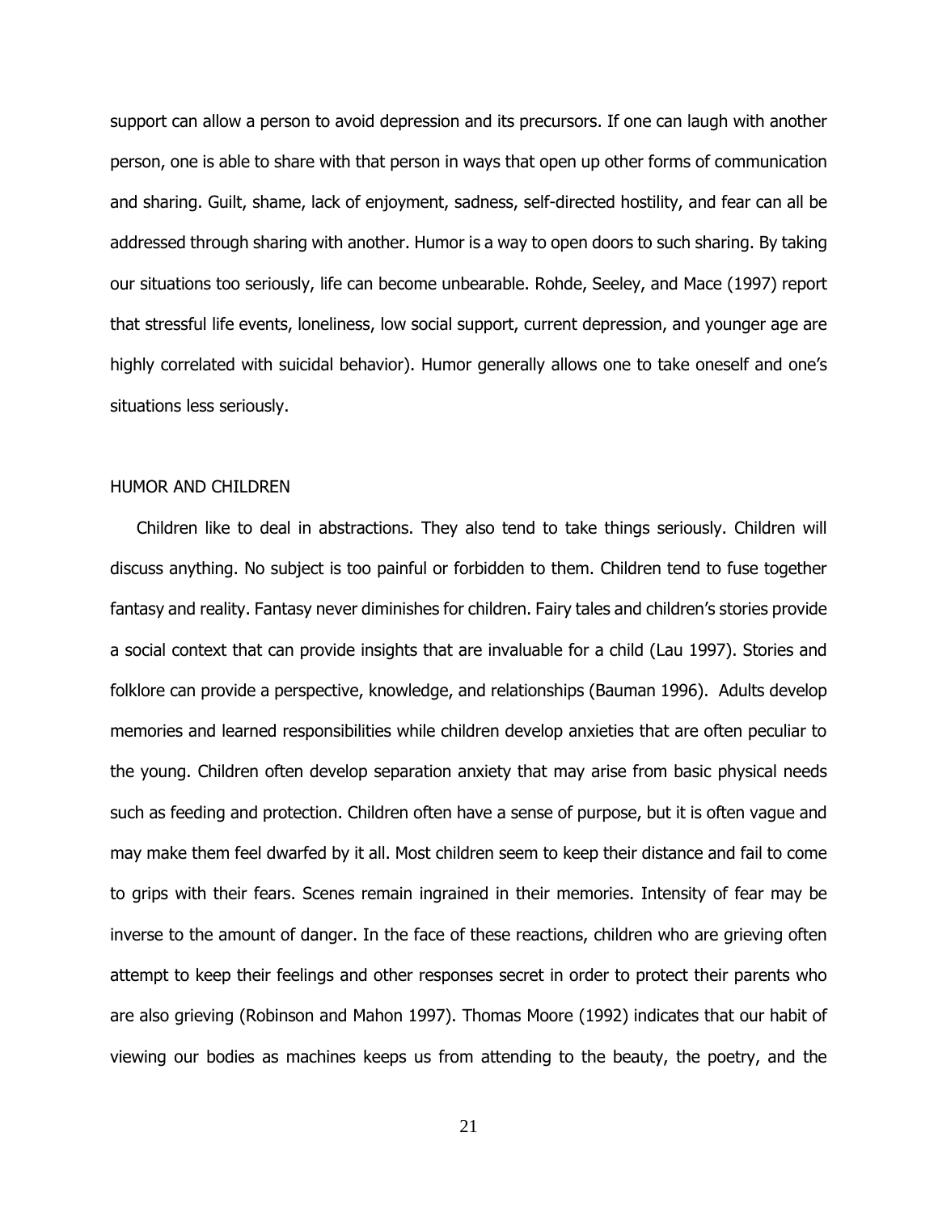support can allow a person to avoid depression and its precursors. If one can laugh with another person, one is able to share with that person in ways that open up other forms of communication and sharing. Guilt, shame, lack of enjoyment, sadness, self-directed hostility, and fear can all be addressed through sharing with another. Humor is a way to open doors to such sharing. By taking our situations too seriously, life can become unbearable. Rohde, Seeley, and Mace (1997) report that stressful life events, loneliness, low social support, current depression, and younger age are highly correlated with suicidal behavior). Humor generally allows one to take oneself and one's situations less seriously.

## HUMOR AND CHILDREN

Children like to deal in abstractions. They also tend to take things seriously. Children will discuss anything. No subject is too painful or forbidden to them. Children tend to fuse together fantasy and reality. Fantasy never diminishes for children. Fairy tales and children's stories provide a social context that can provide insights that are invaluable for a child (Lau 1997). Stories and folklore can provide a perspective, knowledge, and relationships (Bauman 1996). Adults develop memories and learned responsibilities while children develop anxieties that are often peculiar to the young. Children often develop separation anxiety that may arise from basic physical needs such as feeding and protection. Children often have a sense of purpose, but it is often vague and may make them feel dwarfed by it all. Most children seem to keep their distance and fail to come to grips with their fears. Scenes remain ingrained in their memories. Intensity of fear may be inverse to the amount of danger. In the face of these reactions, children who are grieving often attempt to keep their feelings and other responses secret in order to protect their parents who are also grieving (Robinson and Mahon 1997). Thomas Moore (1992) indicates that our habit of viewing our bodies as machines keeps us from attending to the beauty, the poetry, and the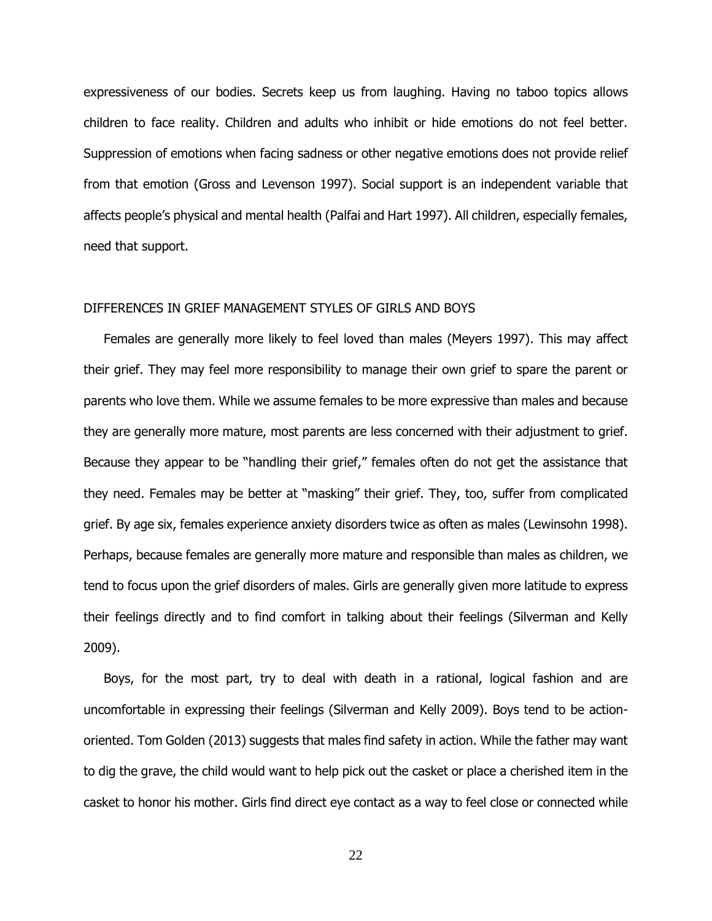expressiveness of our bodies. Secrets keep us from laughing. Having no taboo topics allows children to face reality. Children and adults who inhibit or hide emotions do not feel better. Suppression of emotions when facing sadness or other negative emotions does not provide relief from that emotion (Gross and Levenson 1997). Social support is an independent variable that affects people's physical and mental health (Palfai and Hart 1997). All children, especially females, need that support.

## DIFFERENCES IN GRIEF MANAGEMENT STYLES OF GIRLS AND BOYS

Females are generally more likely to feel loved than males (Meyers 1997). This may affect their grief. They may feel more responsibility to manage their own grief to spare the parent or parents who love them. While we assume females to be more expressive than males and because they are generally more mature, most parents are less concerned with their adjustment to grief. Because they appear to be "handling their grief," females often do not get the assistance that they need. Females may be better at "masking" their grief. They, too, suffer from complicated grief. By age six, females experience anxiety disorders twice as often as males (Lewinsohn 1998). Perhaps, because females are generally more mature and responsible than males as children, we tend to focus upon the grief disorders of males. Girls are generally given more latitude to express their feelings directly and to find comfort in talking about their feelings (Silverman and Kelly 2009).

Boys, for the most part, try to deal with death in a rational, logical fashion and are uncomfortable in expressing their feelings (Silverman and Kelly 2009). Boys tend to be action-oriented. Tom Golden (2013) suggests that males find safety in action. While the father may want to dig the grave, the child would want to help pick out the casket or place a cherished item in the casket to honor his mother. Girls find direct eye contact as a way to feel close or connected while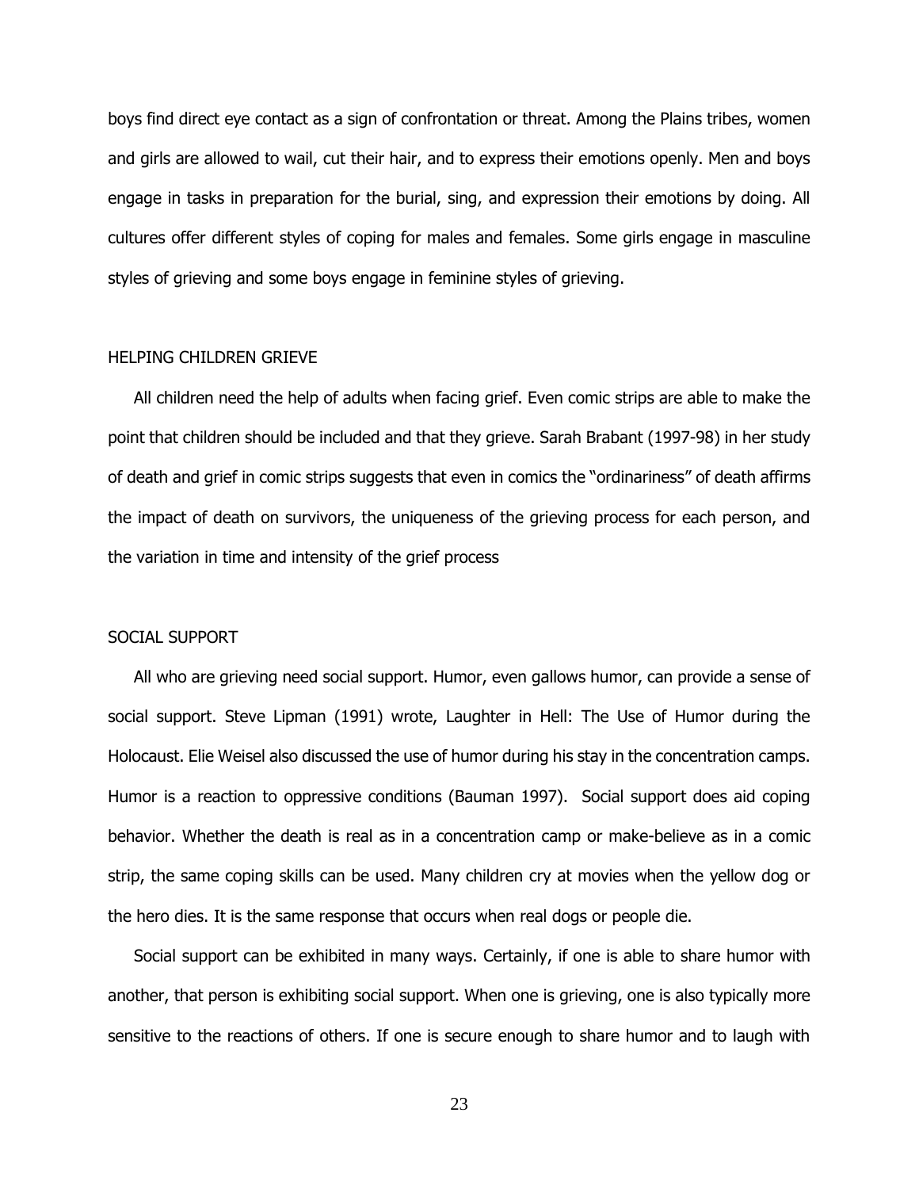boys find direct eye contact as a sign of confrontation or threat. Among the Plains tribes, women and girls are allowed to wail, cut their hair, and to express their emotions openly. Men and boys engage in tasks in preparation for the burial, sing, and expression their emotions by doing. All cultures offer different styles of coping for males and females. Some girls engage in masculine styles of grieving and some boys engage in feminine styles of grieving.

## HELPING CHILDREN GRIEVE

All children need the help of adults when facing grief. Even comic strips are able to make the point that children should be included and that they grieve. Sarah Brabant (1997-98) in her study of death and grief in comic strips suggests that even in comics the "ordinariness" of death affirms the impact of death on survivors, the uniqueness of the grieving process for each person, and the variation in time and intensity of the grief process

## SOCIAL SUPPORT

All who are grieving need social support. Humor, even gallows humor, can provide a sense of social support. Steve Lipman (1991) wrote, Laughter in Hell: The Use of Humor during the Holocaust. Elie Weisel also discussed the use of humor during his stay in the concentration camps. Humor is a reaction to oppressive conditions (Bauman 1997). Social support does aid coping behavior. Whether the death is real as in a concentration camp or make-believe as in a comic strip, the same coping skills can be used. Many children cry at movies when the yellow dog or the hero dies. It is the same response that occurs when real dogs or people die.

Social support can be exhibited in many ways. Certainly, if one is able to share humor with another, that person is exhibiting social support. When one is grieving, one is also typically more sensitive to the reactions of others. If one is secure enough to share humor and to laugh with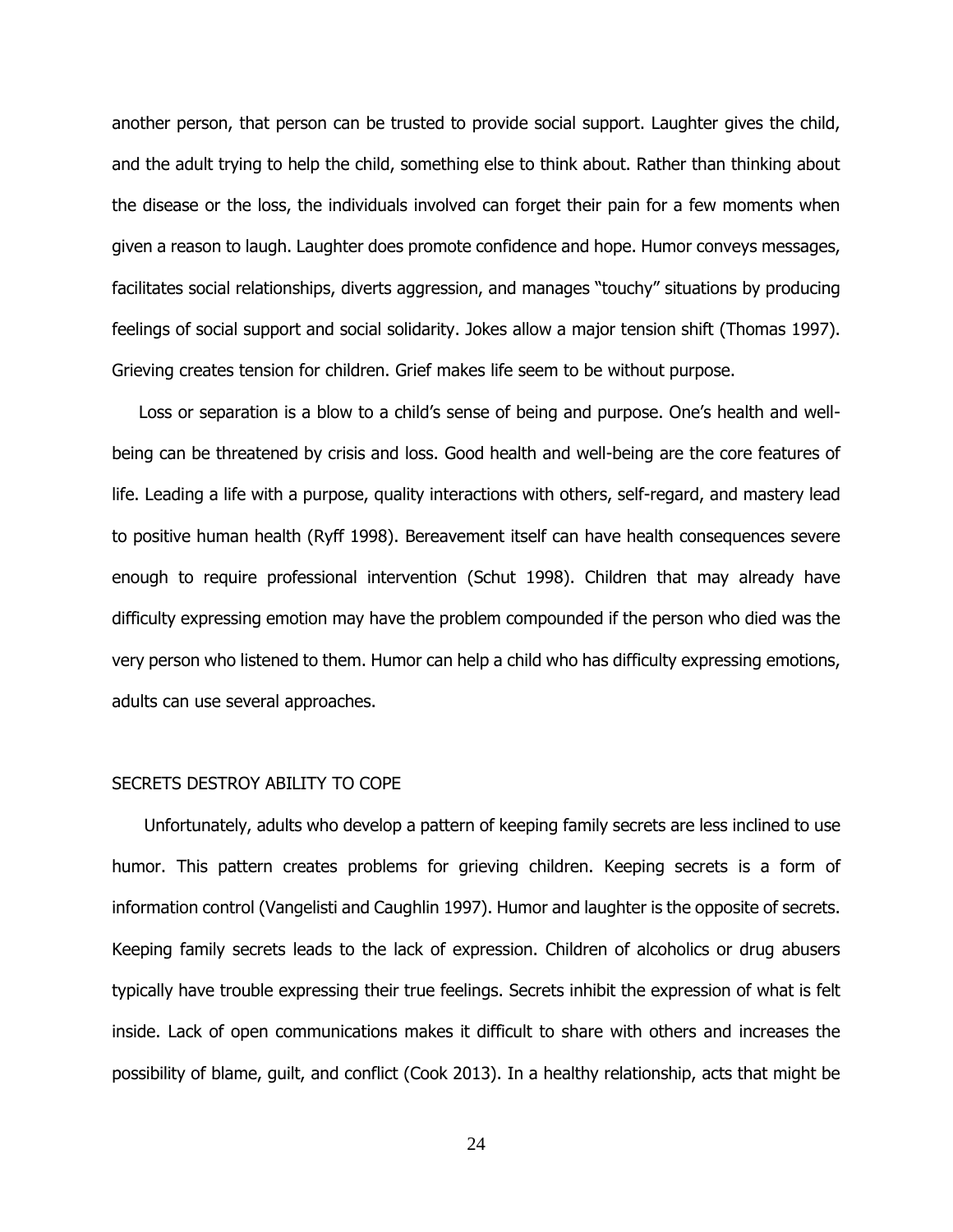another person, that person can be trusted to provide social support. Laughter gives the child, and the adult trying to help the child, something else to think about. Rather than thinking about the disease or the loss, the individuals involved can forget their pain for a few moments when given a reason to laugh. Laughter does promote confidence and hope. Humor conveys messages, facilitates social relationships, diverts aggression, and manages "touchy" situations by producing feelings of social support and social solidarity. Jokes allow a major tension shift (Thomas 1997). Grieving creates tension for children. Grief makes life seem to be without purpose.

Loss or separation is a blow to a child's sense of being and purpose. One's health and well-being can be threatened by crisis and loss. Good health and well-being are the core features of life. Leading a life with a purpose, quality interactions with others, self-regard, and mastery lead to positive human health (Ryff 1998). Bereavement itself can have health consequences severe enough to require professional intervention (Schut 1998). Children that may already have difficulty expressing emotion may have the problem compounded if the person who died was the very person who listened to them. Humor can help a child who has difficulty expressing emotions, adults can use several approaches.

## SECRETS DESTROY ABILITY TO COPE

Unfortunately, adults who develop a pattern of keeping family secrets are less inclined to use humor. This pattern creates problems for grieving children. Keeping secrets is a form of information control (Vangelisti and Caughlin 1997). Humor and laughter is the opposite of secrets. Keeping family secrets leads to the lack of expression. Children of alcoholics or drug abusers typically have trouble expressing their true feelings. Secrets inhibit the expression of what is felt inside. Lack of open communications makes it difficult to share with others and increases the possibility of blame, guilt, and conflict (Cook 2013). In a healthy relationship, acts that might be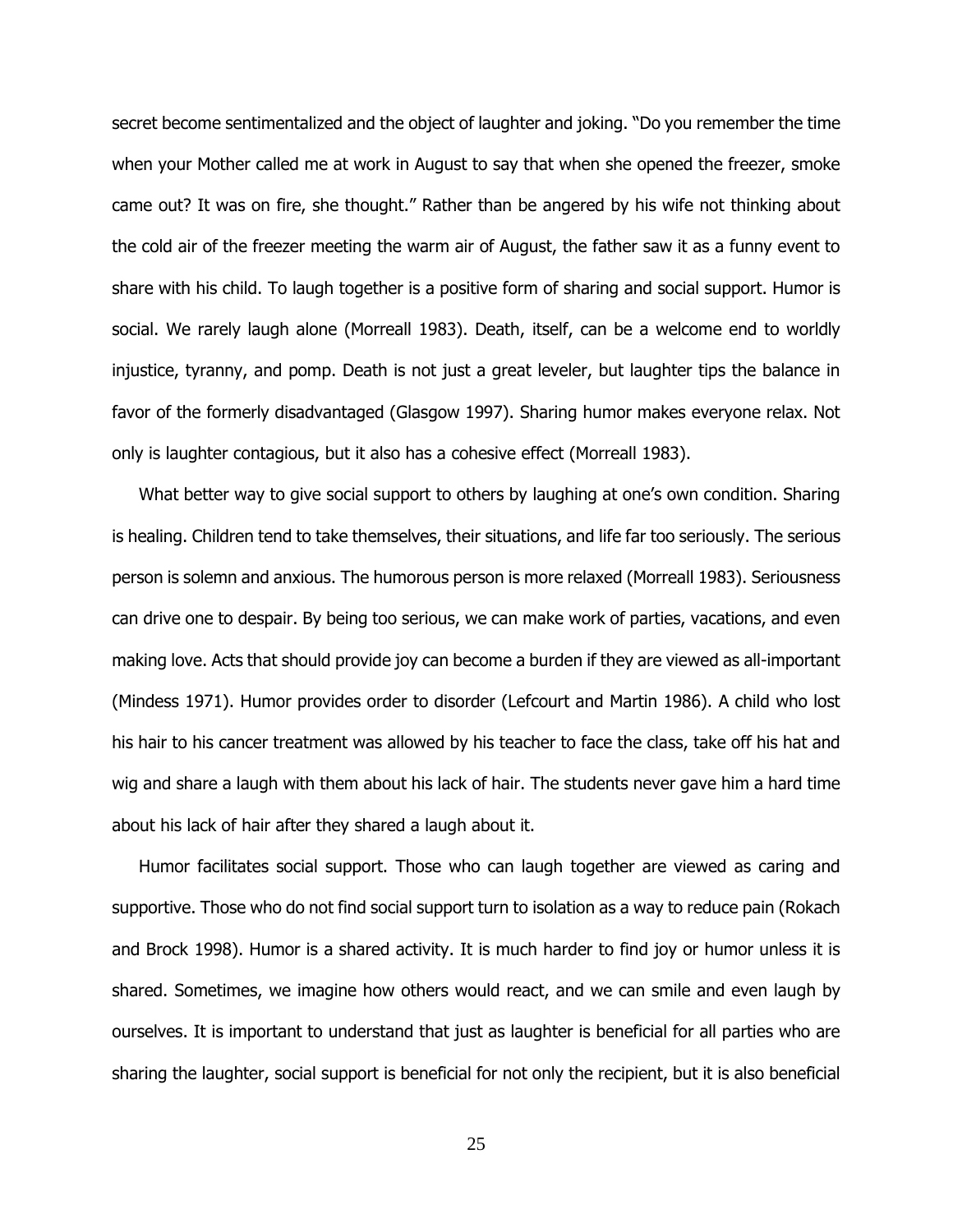secret become sentimentalized and the object of laughter and joking. "Do you remember the time when your Mother called me at work in August to say that when she opened the freezer, smoke came out? It was on fire, she thought." Rather than be angered by his wife not thinking about the cold air of the freezer meeting the warm air of August, the father saw it as a funny event to share with his child. To laugh together is a positive form of sharing and social support. Humor is social. We rarely laugh alone (Morreall 1983). Death, itself, can be a welcome end to worldly injustice, tyranny, and pomp. Death is not just a great leveler, but laughter tips the balance in favor of the formerly disadvantaged (Glasgow 1997). Sharing humor makes everyone relax. Not only is laughter contagious, but it also has a cohesive effect (Morreall 1983).

What better way to give social support to others by laughing at one's own condition. Sharing is healing. Children tend to take themselves, their situations, and life far too seriously. The serious person is solemn and anxious. The humorous person is more relaxed (Morreall 1983). Seriousness can drive one to despair. By being too serious, we can make work of parties, vacations, and even making love. Acts that should provide joy can become a burden if they are viewed as all-important (Mindess 1971). Humor provides order to disorder (Lefcourt and Martin 1986). A child who lost his hair to his cancer treatment was allowed by his teacher to face the class, take off his hat and wig and share a laugh with them about his lack of hair. The students never gave him a hard time about his lack of hair after they shared a laugh about it.

Humor facilitates social support. Those who can laugh together are viewed as caring and supportive. Those who do not find social support turn to isolation as a way to reduce pain (Rokach and Brock 1998). Humor is a shared activity. It is much harder to find joy or humor unless it is shared. Sometimes, we imagine how others would react, and we can smile and even laugh by ourselves. It is important to understand that just as laughter is beneficial for all parties who are sharing the laughter, social support is beneficial for not only the recipient, but it is also beneficial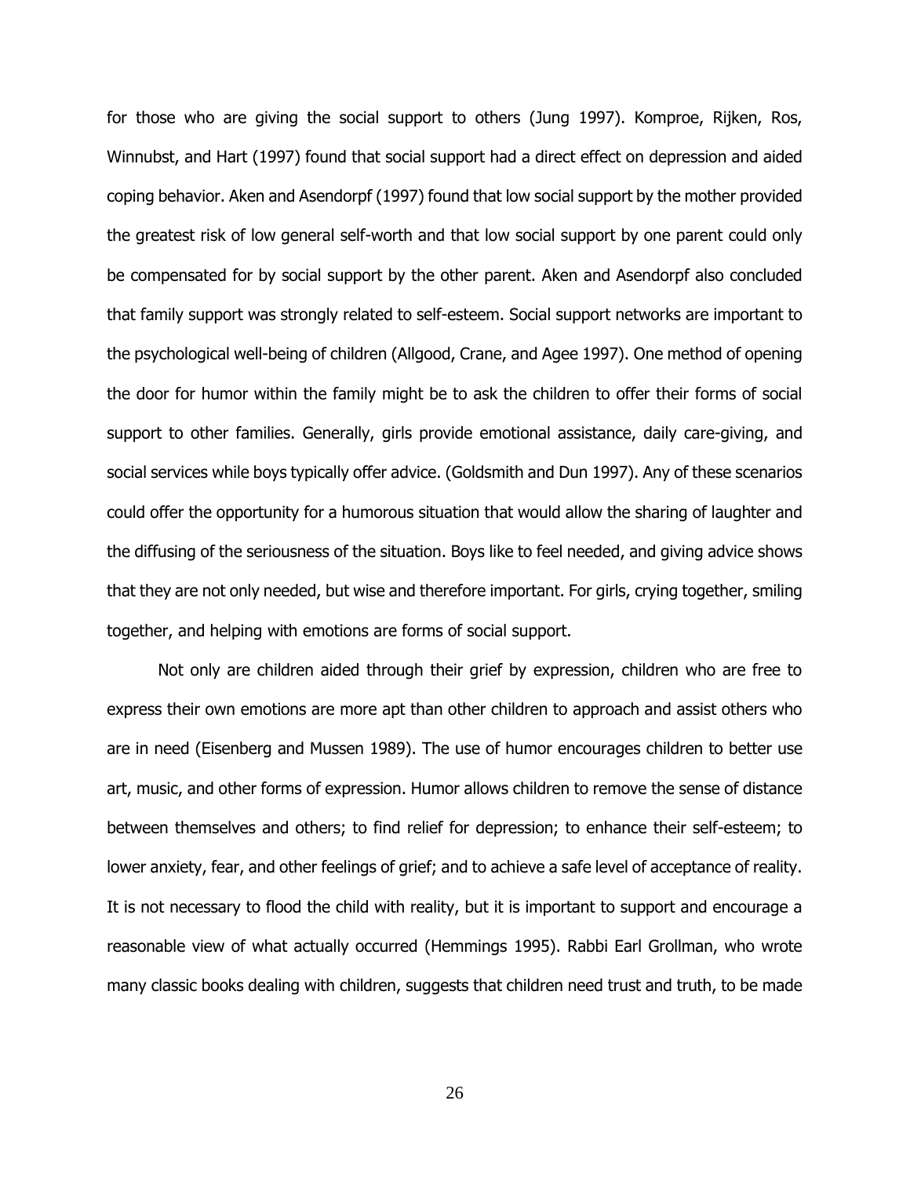for those who are giving the social support to others (Jung 1997). Komproe, Rijken, Ros, Winnubst, and Hart (1997) found that social support had a direct effect on depression and aided coping behavior. Aken and Asendorpf (1997) found that low social support by the mother provided the greatest risk of low general self-worth and that low social support by one parent could only be compensated for by social support by the other parent. Aken and Asendorpf also concluded that family support was strongly related to self-esteem. Social support networks are important to the psychological well-being of children (Allgood, Crane, and Agee 1997). One method of opening the door for humor within the family might be to ask the children to offer their forms of social support to other families. Generally, girls provide emotional assistance, daily care-giving, and social services while boys typically offer advice. (Goldsmith and Dun 1997). Any of these scenarios could offer the opportunity for a humorous situation that would allow the sharing of laughter and the diffusing of the seriousness of the situation. Boys like to feel needed, and giving advice shows that they are not only needed, but wise and therefore important. For girls, crying together, smiling together, and helping with emotions are forms of social support.

Not only are children aided through their grief by expression, children who are free to express their own emotions are more apt than other children to approach and assist others who are in need (Eisenberg and Mussen 1989). The use of humor encourages children to better use art, music, and other forms of expression. Humor allows children to remove the sense of distance between themselves and others; to find relief for depression; to enhance their self-esteem; to lower anxiety, fear, and other feelings of grief; and to achieve a safe level of acceptance of reality. It is not necessary to flood the child with reality, but it is important to support and encourage a reasonable view of what actually occurred (Hemmings 1995). Rabbi Earl Grollman, who wrote many classic books dealing with children, suggests that children need trust and truth, to be made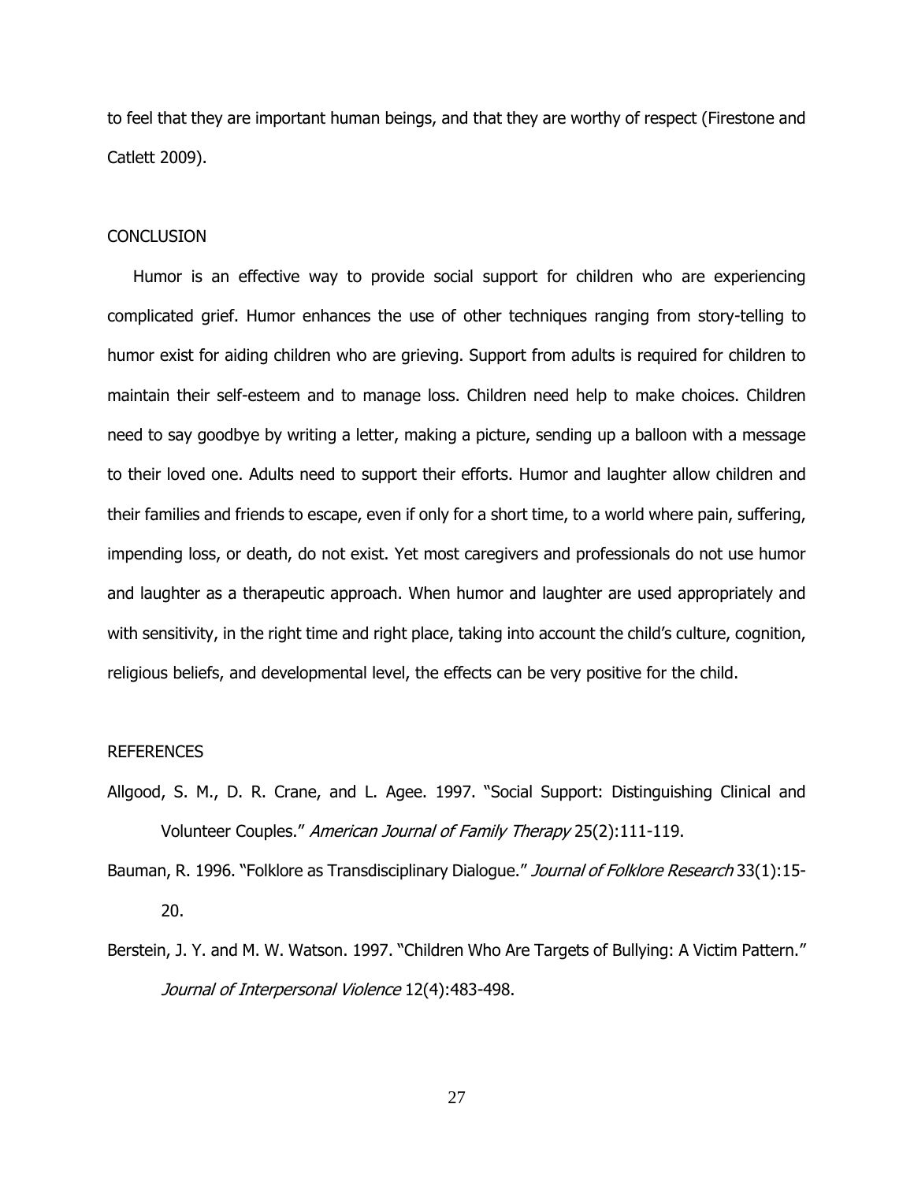to feel that they are important human beings, and that they are worthy of respect (Firestone and Catlett 2009).

## CONCLUSION

Humor is an effective way to provide social support for children who are experiencing complicated grief. Humor enhances the use of other techniques ranging from story-telling to humor exist for aiding children who are grieving. Support from adults is required for children to maintain their self-esteem and to manage loss. Children need help to make choices. Children need to say goodbye by writing a letter, making a picture, sending up a balloon with a message to their loved one. Adults need to support their efforts. Humor and laughter allow children and their families and friends to escape, even if only for a short time, to a world where pain, suffering, impending loss, or death, do not exist. Yet most caregivers and professionals do not use humor and laughter as a therapeutic approach. When humor and laughter are used appropriately and with sensitivity, in the right time and right place, taking into account the child's culture, cognition, religious beliefs, and developmental level, the effects can be very positive for the child.

## REFERENCES

Allgood, S. M., D. R. Crane, and L. Agee. 1997. "Social Support: Distinguishing Clinical and Volunteer Couples." *American Journal of Family Therapy* 25(2):111-119.

Bauman, R. 1996. "Folklore as Transdisciplinary Dialogue." *Journal of Folklore Research* 33(1):15-20.

Berstein, J. Y. and M. W. Watson. 1997. "Children Who Are Targets of Bullying: A Victim Pattern." *Journal of Interpersonal Violence* 12(4):483-498.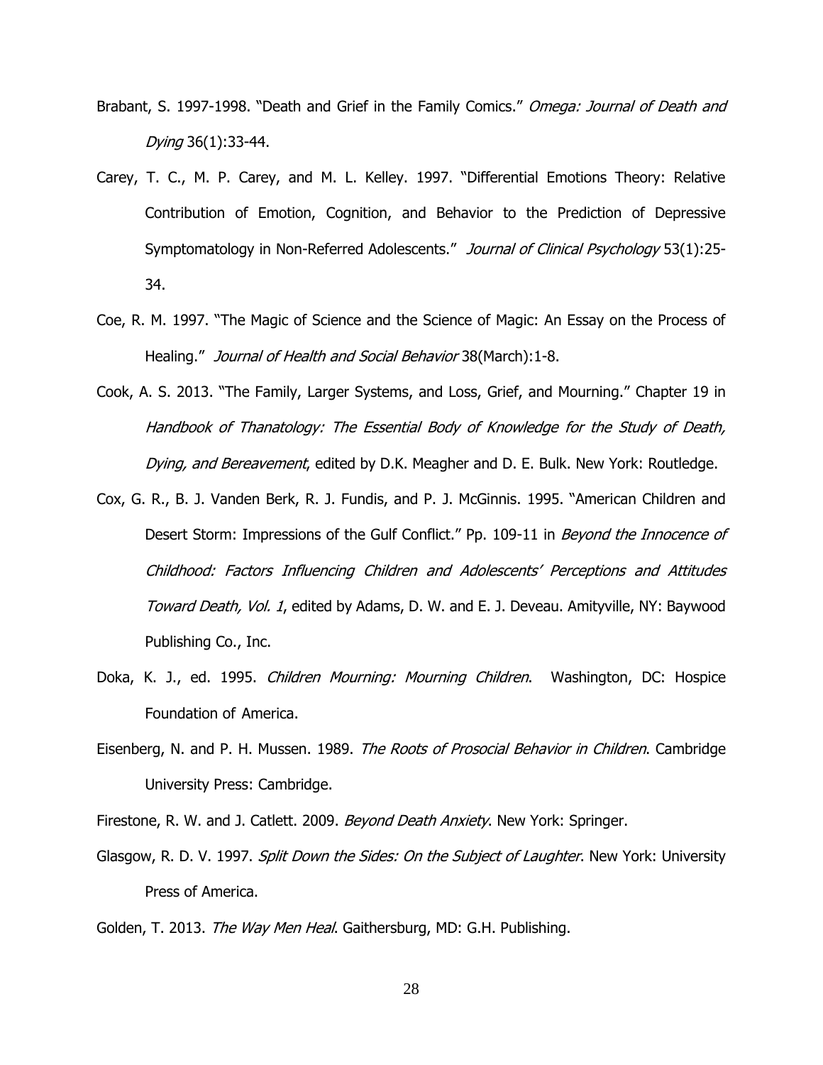Brabant, S. 1997-1998. "Death and Grief in the Family Comics." *Omega: Journal of Death and Dying* 36(1):33-44.

Carey, T. C., M. P. Carey, and M. L. Kelley. 1997. "Differential Emotions Theory: Relative Contribution of Emotion, Cognition, and Behavior to the Prediction of Depressive Symptomatology in Non-Referred Adolescents." *Journal of Clinical Psychology* 53(1):25-34.

Coe, R. M. 1997. "The Magic of Science and the Science of Magic: An Essay on the Process of Healing." *Journal of Health and Social Behavior* 38(March):1-8.

Cook, A. S. 2013. "The Family, Larger Systems, and Loss, Grief, and Mourning." Chapter 19 in *Handbook of Thanatology: The Essential Body of Knowledge for the Study of Death, Dying, and Bereavement*, edited by D.K. Meagher and D. E. Bulk. New York: Routledge.

Cox, G. R., B. J. Vanden Berk, R. J. Fundis, and P. J. McGinnis. 1995. "American Children and Desert Storm: Impressions of the Gulf Conflict." Pp. 109-11 in *Beyond the Innocence of Childhood: Factors Influencing Children and Adolescents' Perceptions and Attitudes Toward Death, Vol. 1*, edited by Adams, D. W. and E. J. Deveau. Amityville, NY: Baywood Publishing Co., Inc.

Doka, K. J., ed. 1995. *Children Mourning: Mourning Children*. Washington, DC: Hospice Foundation of America.

Eisenberg, N. and P. H. Mussen. 1989. *The Roots of Prosocial Behavior in Children*. Cambridge University Press: Cambridge.

Firestone, R. W. and J. Catlett. 2009. *Beyond Death Anxiety*. New York: Springer.

Glasgow, R. D. V. 1997. *Split Down the Sides: On the Subject of Laughter*. New York: University Press of America.

Golden, T. 2013. *The Way Men Heal*. Gaithersburg, MD: G.H. Publishing.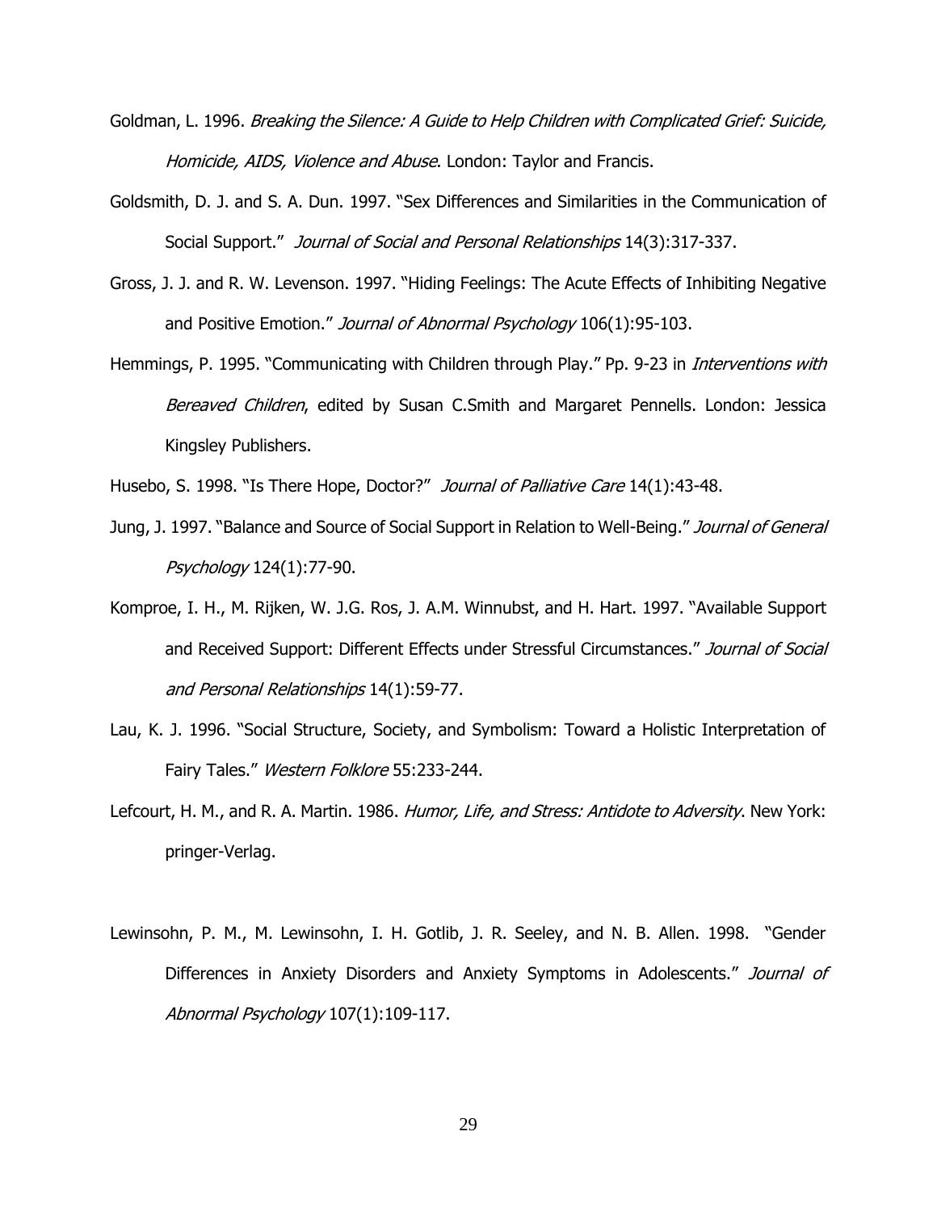Goldman, L. 1996. *Breaking the Silence: A Guide to Help Children with Complicated Grief: Suicide, Homicide, AIDS, Violence and Abuse*. London: Taylor and Francis.

Goldsmith, D. J. and S. A. Dun. 1997. "Sex Differences and Similarities in the Communication of Social Support." *Journal of Social and Personal Relationships* 14(3):317-337.

Gross, J. J. and R. W. Levenson. 1997. "Hiding Feelings: The Acute Effects of Inhibiting Negative and Positive Emotion." *Journal of Abnormal Psychology* 106(1):95-103.

Hemmings, P. 1995. "Communicating with Children through Play." Pp. 9-23 in *Interventions with Bereaved Children*, edited by Susan C.Smith and Margaret Pennells. London: Jessica Kingsley Publishers.

Husebo, S. 1998. "Is There Hope, Doctor?" *Journal of Palliative Care* 14(1):43-48.

Jung, J. 1997. "Balance and Source of Social Support in Relation to Well-Being." *Journal of General Psychology* 124(1):77-90.

Komproe, I. H., M. Rijken, W. J.G. Ros, J. A.M. Winnubst, and H. Hart. 1997. "Available Support and Received Support: Different Effects under Stressful Circumstances." *Journal of Social and Personal Relationships* 14(1):59-77.

Lau, K. J. 1996. "Social Structure, Society, and Symbolism: Toward a Holistic Interpretation of Fairy Tales." *Western Folklore* 55:233-244.

Lefcourt, H. M., and R. A. Martin. 1986. *Humor, Life, and Stress: Antidote to Adversity*. New York: pringer-Verlag.

Lewinsohn, P. M., M. Lewinsohn, I. H. Gotlib, J. R. Seeley, and N. B. Allen. 1998. "Gender Differences in Anxiety Disorders and Anxiety Symptoms in Adolescents." *Journal of Abnormal Psychology* 107(1):109-117.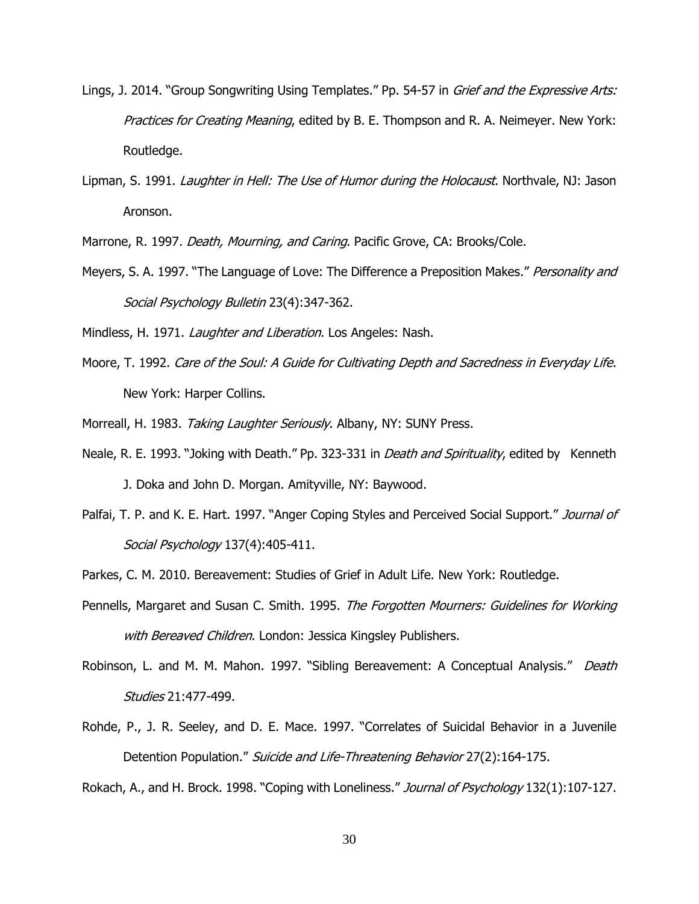Lings, J. 2014. "Group Songwriting Using Templates." Pp. 54-57 in *Grief and the Expressive Arts: Practices for Creating Meaning*, edited by B. E. Thompson and R. A. Neimeyer. New York: Routledge.

Lipman, S. 1991. *Laughter in Hell: The Use of Humor during the Holocaust*. Northvale, NJ: Jason Aronson.

Marrone, R. 1997*. Death, Mourning, and Caring*. Pacific Grove, CA: Brooks/Cole.

Meyers, S. A. 1997. "The Language of Love: The Difference a Preposition Makes." *Personality and Social Psychology Bulletin* 23(4):347-362.

Mindless, H. 1971. *Laughter and Liberation*. Los Angeles: Nash.

Moore, T. 1992. *Care of the Soul: A Guide for Cultivating Depth and Sacredness in Everyday Life*. New York: Harper Collins.

Morreall, H. 1983. *Taking Laughter Seriously*. Albany, NY: SUNY Press.

Neale, R. E. 1993. "Joking with Death." Pp. 323-331 in *Death and Spirituality*, edited by Kenneth J. Doka and John D. Morgan. Amityville, NY: Baywood.

Palfai, T. P. and K. E. Hart. 1997. "Anger Coping Styles and Perceived Social Support." *Journal of Social Psychology* 137(4):405-411.

Parkes, C. M. 2010. Bereavement: Studies of Grief in Adult Life. New York: Routledge.

Pennells, Margaret and Susan C. Smith. 1995. *The Forgotten Mourners: Guidelines for Working with Bereaved Children*. London: Jessica Kingsley Publishers.

Robinson, L. and M. M. Mahon. 1997. "Sibling Bereavement: A Conceptual Analysis." *Death Studies* 21:477-499.

Rohde, P., J. R. Seeley, and D. E. Mace. 1997. "Correlates of Suicidal Behavior in a Juvenile Detention Population." *Suicide and Life-Threatening Behavior* 27(2):164-175.

Rokach, A., and H. Brock. 1998. "Coping with Loneliness." *Journal of Psychology* 132(1):107-127.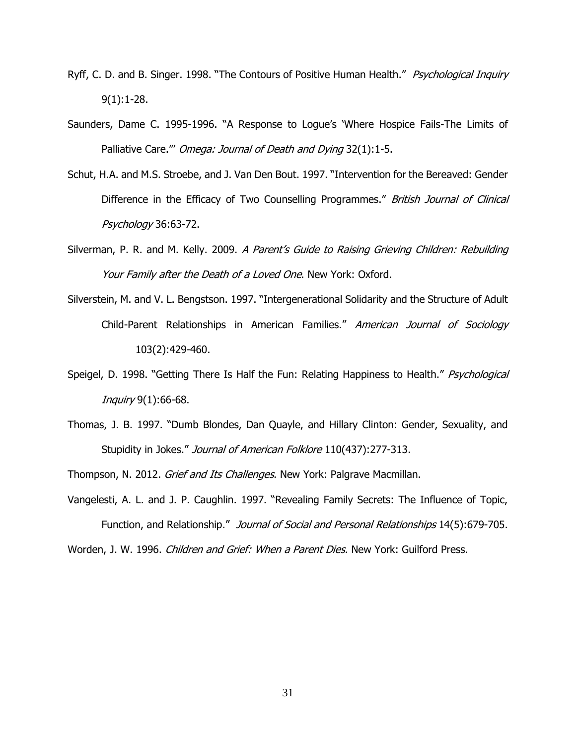Ryff, C. D. and B. Singer. 1998. "The Contours of Positive Human Health." *Psychological Inquiry* 9(1):1-28.

Saunders, Dame C. 1995-1996. "A Response to Logue's 'Where Hospice Fails-The Limits of Palliative Care.'" *Omega: Journal of Death and Dying* 32(1):1-5.

Schut, H.A. and M.S. Stroebe, and J. Van Den Bout. 1997. "Intervention for the Bereaved: Gender Difference in the Efficacy of Two Counselling Programmes." *British Journal of Clinical Psychology* 36:63-72.

Silverman, P. R. and M. Kelly. 2009. *A Parent's Guide to Raising Grieving Children: Rebuilding Your Family after the Death of a Loved One*. New York: Oxford.

Silverstein, M. and V. L. Bengstson. 1997. "Intergenerational Solidarity and the Structure of Adult Child-Parent Relationships in American Families." *American Journal of Sociology* 103(2):429-460.

Speigel, D. 1998. "Getting There Is Half the Fun: Relating Happiness to Health." *Psychological Inquiry* 9(1):66-68.

Thomas, J. B. 1997. "Dumb Blondes, Dan Quayle, and Hillary Clinton: Gender, Sexuality, and Stupidity in Jokes." *Journal of American Folklore* 110(437):277-313.

Thompson, N. 2012. *Grief and Its Challenges*. New York: Palgrave Macmillan.

Vangelesti, A. L. and J. P. Caughlin. 1997. "Revealing Family Secrets: The Influence of Topic, Function, and Relationship." *Journal of Social and Personal Relationships* 14(5):679-705.

Worden, J. W. 1996. *Children and Grief: When a Parent Dies*. New York: Guilford Press.